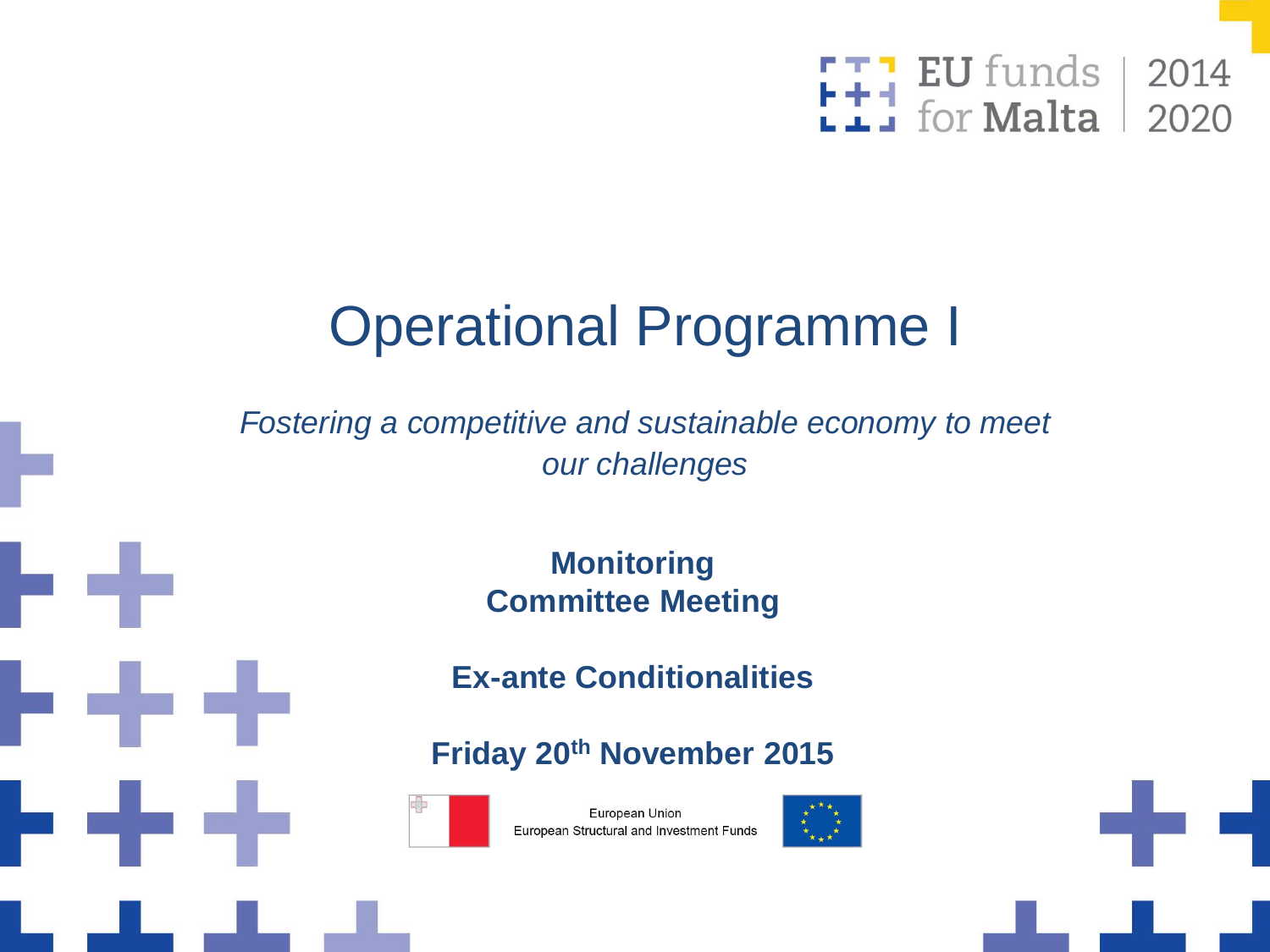EU funds for Malta | 2014 2020

# Operational Programme I

*Fostering a competitive and sustainable economy to meet our challenges*

**Monitoring Committee Meeting**

**Ex-ante Conditionalities**

**Friday 20th November 2015**

European Union
European Structural and Investment Funds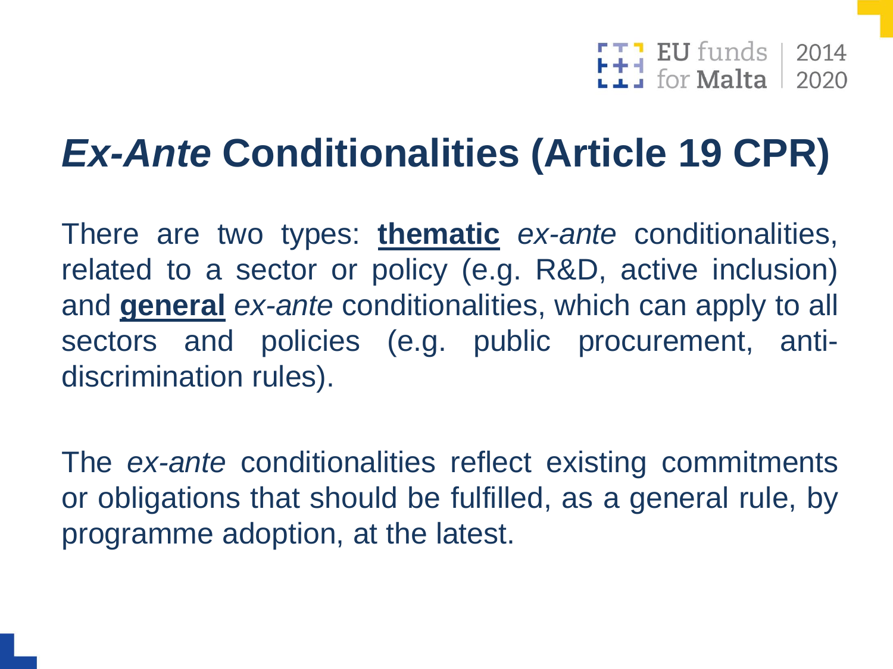# *Ex-Ante* Conditionalities (Article 19 CPR)

There are two types: **thematic** *ex-ante* conditionalities, related to a sector or policy (e.g. R&D, active inclusion) and **general** *ex-ante* conditionalities, which can apply to all sectors and policies (e.g. public procurement, anti-discrimination rules).

The *ex-ante* conditionalities reflect existing commitments or obligations that should be fulfilled, as a general rule, by programme adoption, at the latest.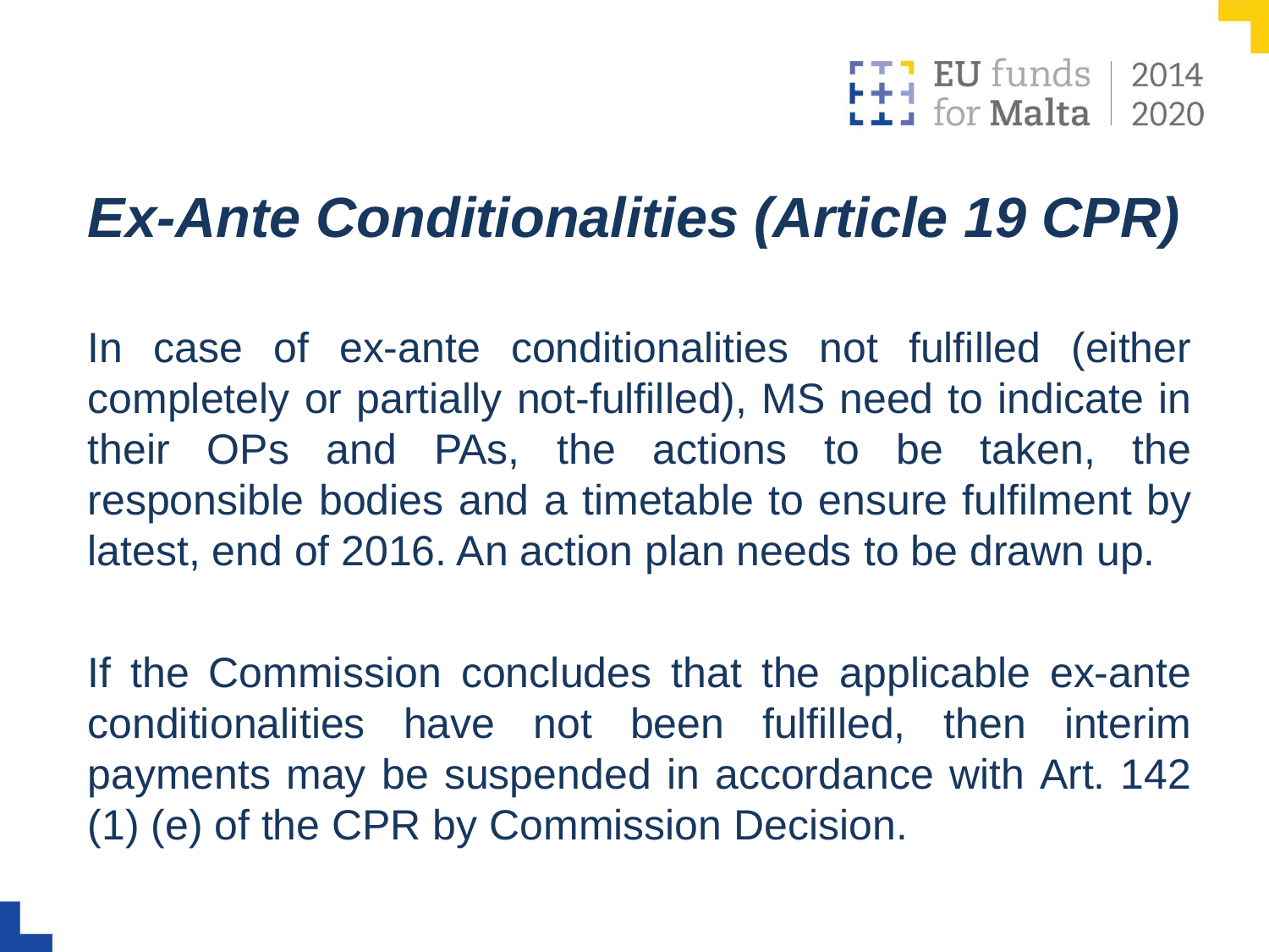# *Ex-Ante Conditionalities (Article 19 CPR)*

In case of ex-ante conditionalities not fulfilled (either completely or partially not-fulfilled), MS need to indicate in their OPs and PAs, the actions to be taken, the responsible bodies and a timetable to ensure fulfilment by latest, end of 2016. An action plan needs to be drawn up.

If the Commission concludes that the applicable ex-ante conditionalities have not been fulfilled, then interim payments may be suspended in accordance with Art. 142 (1) (e) of the CPR by Commission Decision.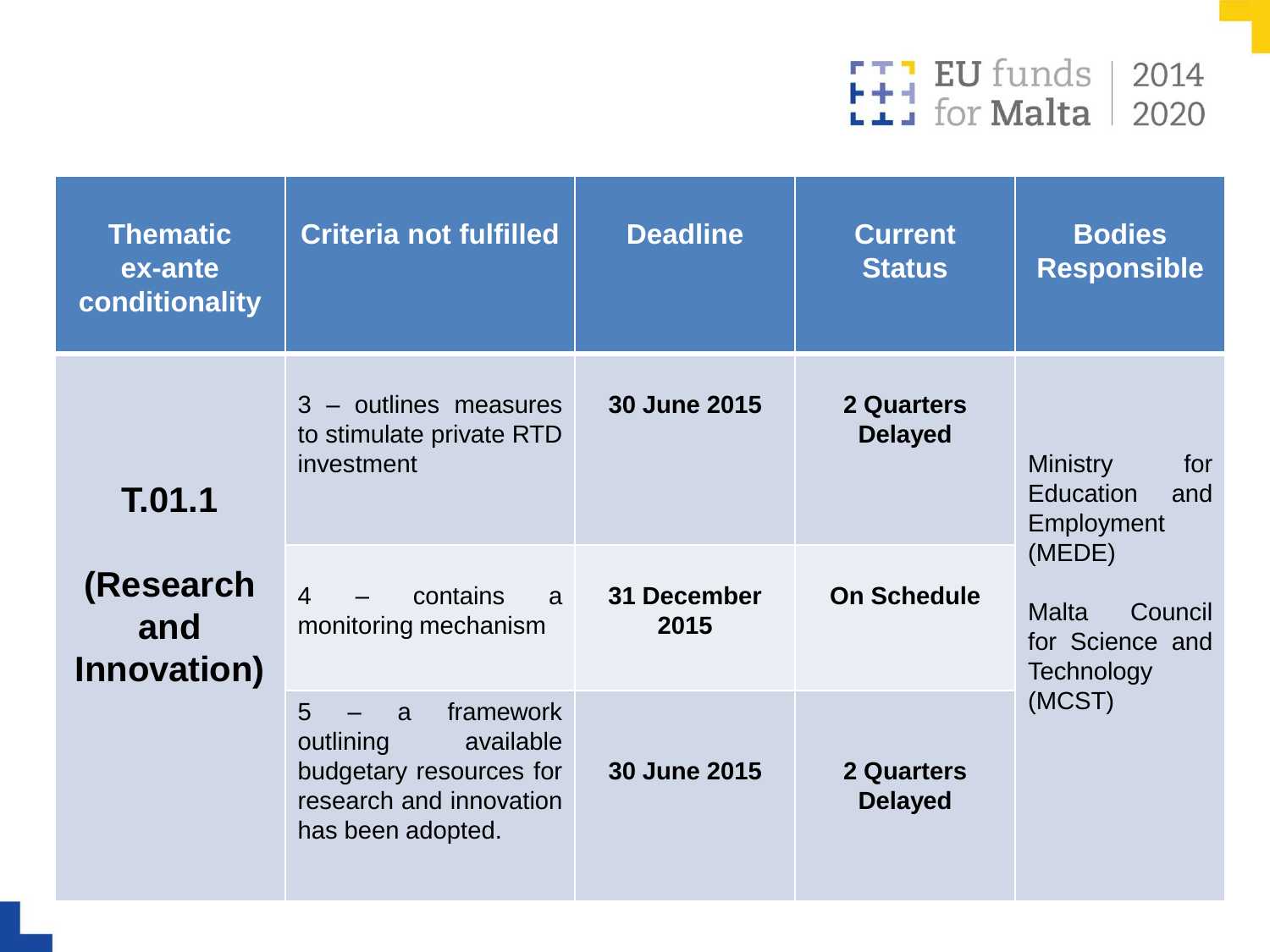| Thematic ex-ante conditionality | Criteria not fulfilled | Deadline | Current Status | Bodies Responsible |
|---|---|---|---|---|
| **T.01.1 (Research and Innovation)** | 3 – outlines measures to stimulate private RTD investment | **30 June 2015** | **2 Quarters Delayed** | Ministry for Education and Employment (MEDE)<br><br>Malta Council for Science and Technology (MCST) |
| | 4 – contains a monitoring mechanism | **31 December 2015** | **On Schedule** | |
| | 5 – a framework outlining available budgetary resources for research and innovation has been adopted. | **30 June 2015** | **2 Quarters Delayed** | |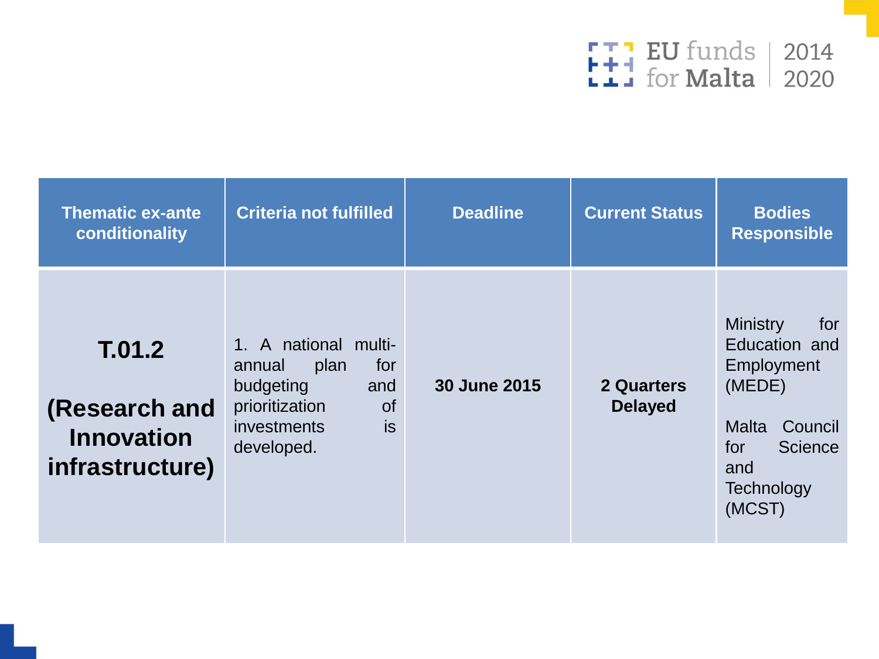| Thematic ex-ante conditionality | Criteria not fulfilled | Deadline | Current Status | Bodies Responsible |
|---|---|---|---|---|
| **T.01.2** **(Research and Innovation infrastructure)** | 1. A national multi-annual plan for budgeting and prioritization of investments is developed. | **30 June 2015** | **2 Quarters Delayed** | Ministry for Education and Employment (MEDE) Malta Council for Science and Technology (MCST) |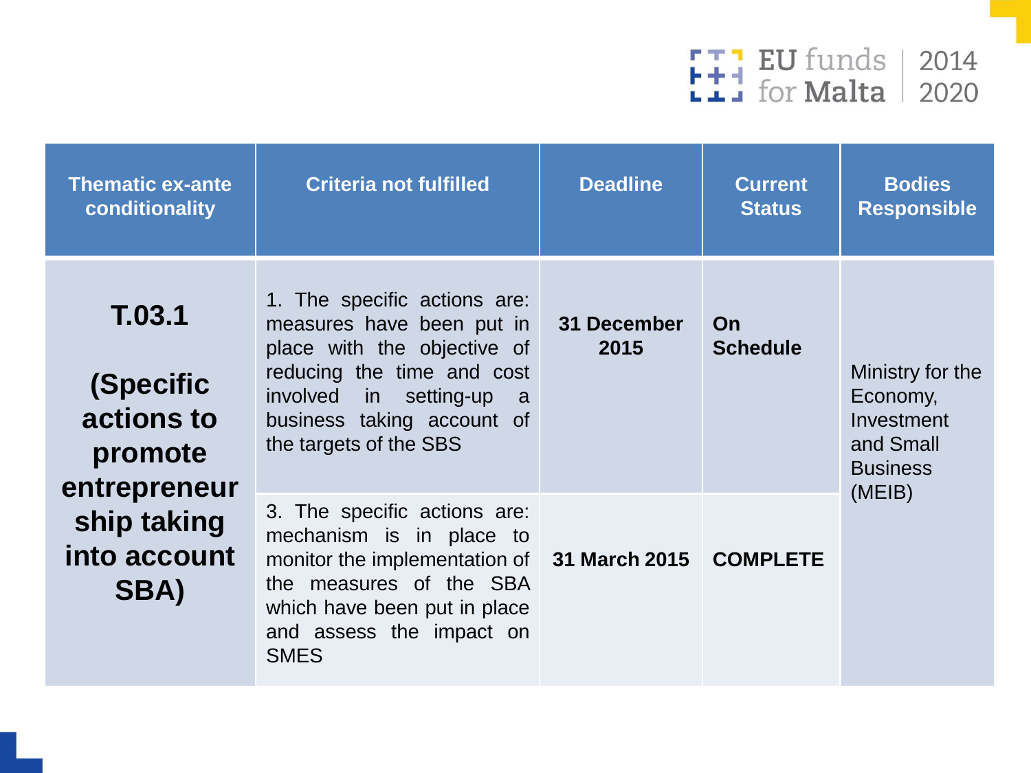| Thematic ex-ante conditionality | Criteria not fulfilled | Deadline | Current Status | Bodies Responsible |
|---|---|---|---|---|
| **T.03.1** **(Specific actions to promote entrepreneurship taking into account SBA)** | 1. The specific actions are: measures have been put in place with the objective of reducing the time and cost involved in setting-up a business taking account of the targets of the SBS | **31 December 2015** | **On Schedule** | Ministry for the Economy, Investment and Small Business (MEIB) |
| | 3. The specific actions are: mechanism is in place to monitor the implementation of the measures of the SBA which have been put in place and assess the impact on SMES | **31 March 2015** | **COMPLETE** | |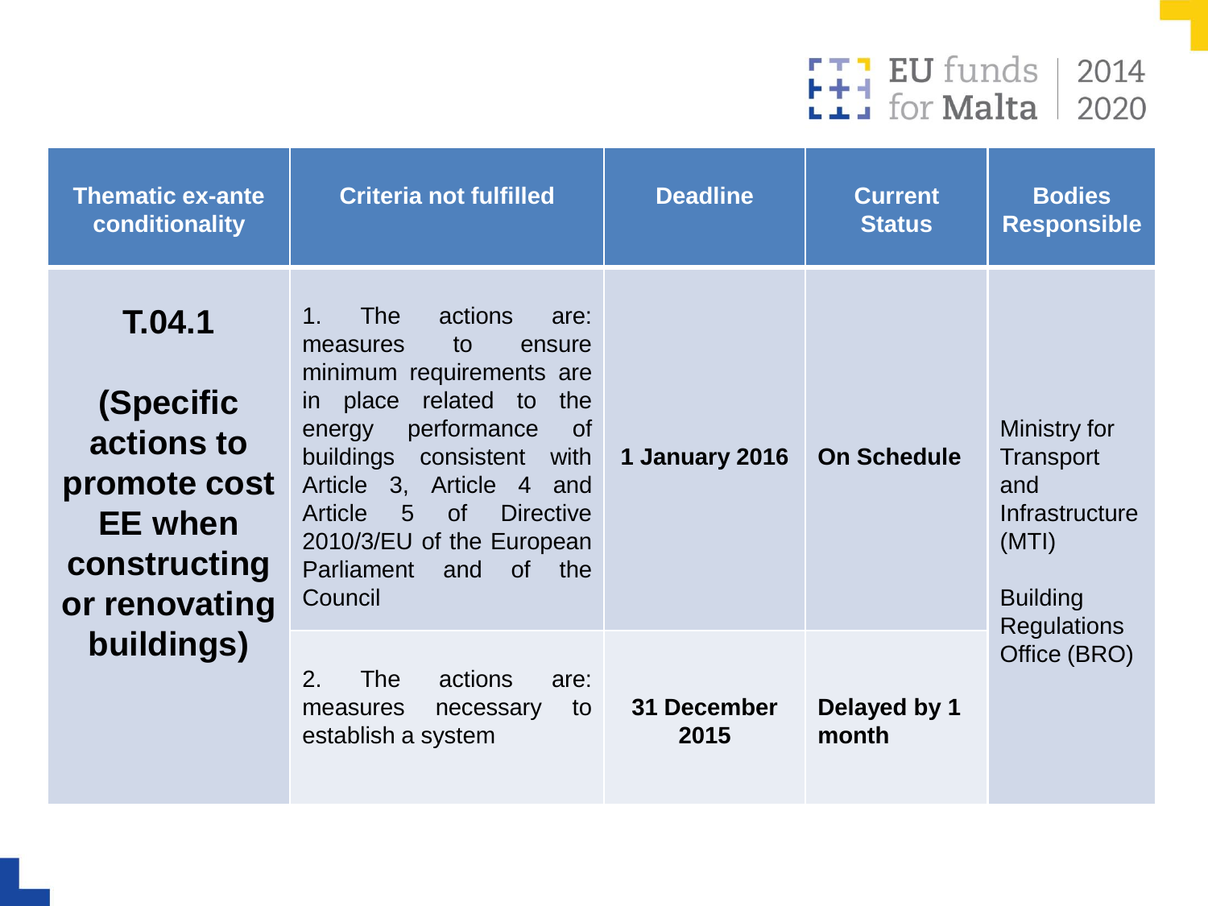| Thematic ex-ante conditionality | Criteria not fulfilled | Deadline | Current Status | Bodies Responsible |
| --- | --- | --- | --- | --- |
| **T.04.1**<br><br>**(Specific actions to promote cost EE when constructing or renovating buildings)** | 1. The actions are: measures to ensure minimum requirements are in place related to the energy performance of buildings consistent with Article 3, Article 4 and Article 5 of Directive 2010/3/EU of the European Parliament and of the Council | **1 January 2016** | **On Schedule** | Ministry for Transport and Infrastructure (MTI)<br><br>Building Regulations Office (BRO) |
| | 2. The actions are: measures necessary to establish a system | **31 December 2015** | **Delayed by 1 month** | |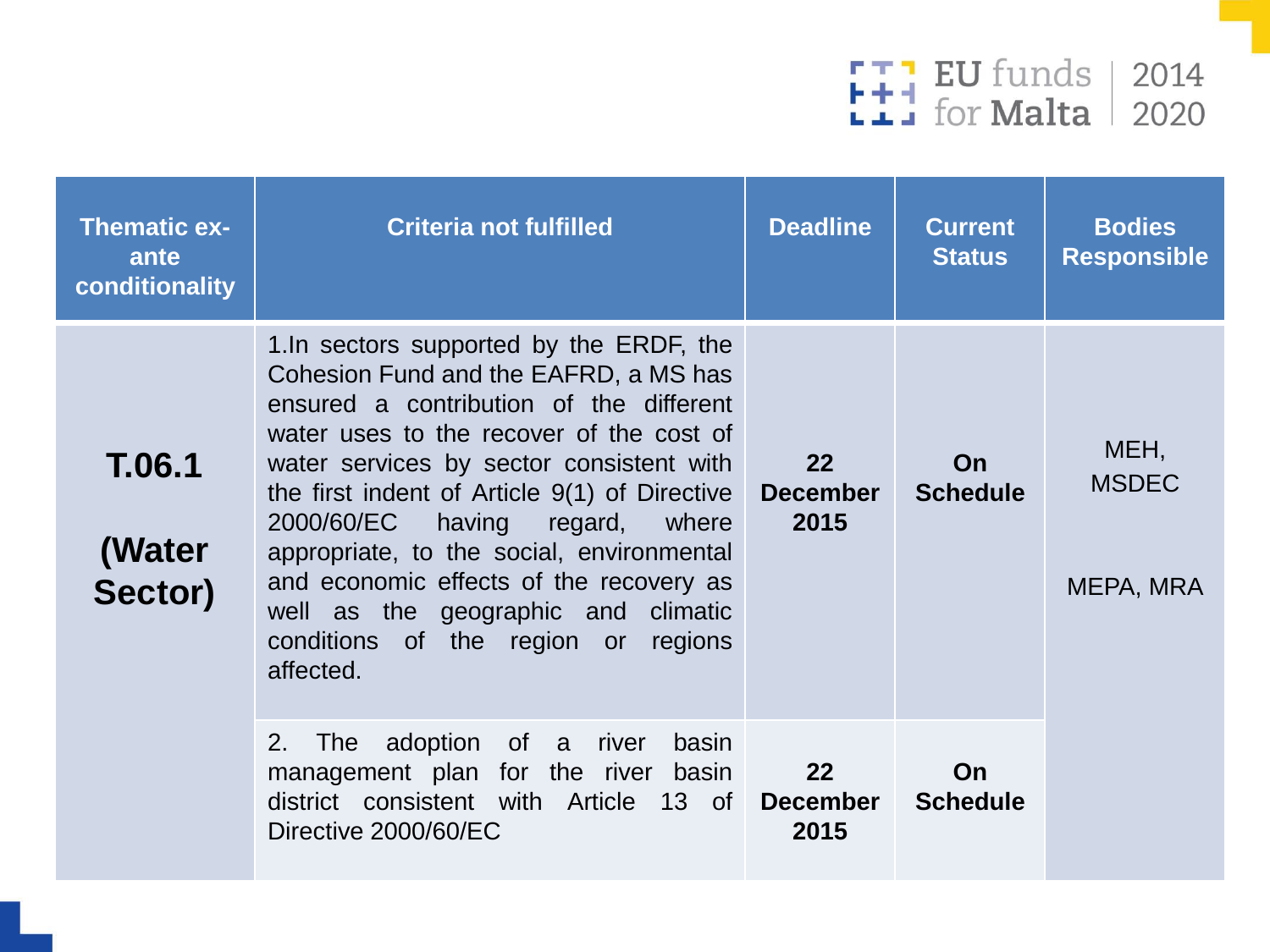| Thematic ex-ante conditionality | Criteria not fulfilled | Deadline | Current Status | Bodies Responsible |
| --- | --- | --- | --- | --- |
| **T.06.1 (Water Sector)** | 1.In sectors supported by the ERDF, the Cohesion Fund and the EAFRD, a MS has ensured a contribution of the different water uses to the recover of the cost of water services by sector consistent with the first indent of Article 9(1) of Directive 2000/60/EC having regard, where appropriate, to the social, environmental and economic effects of the recovery as well as the geographic and climatic conditions of the region or regions affected. | **22 December 2015** | **On Schedule** | MEH, MSDEC<br><br>MEPA, MRA |
| | 2. The adoption of a river basin management plan for the river basin district consistent with Article 13 of Directive 2000/60/EC | **22 December 2015** | **On Schedule** | |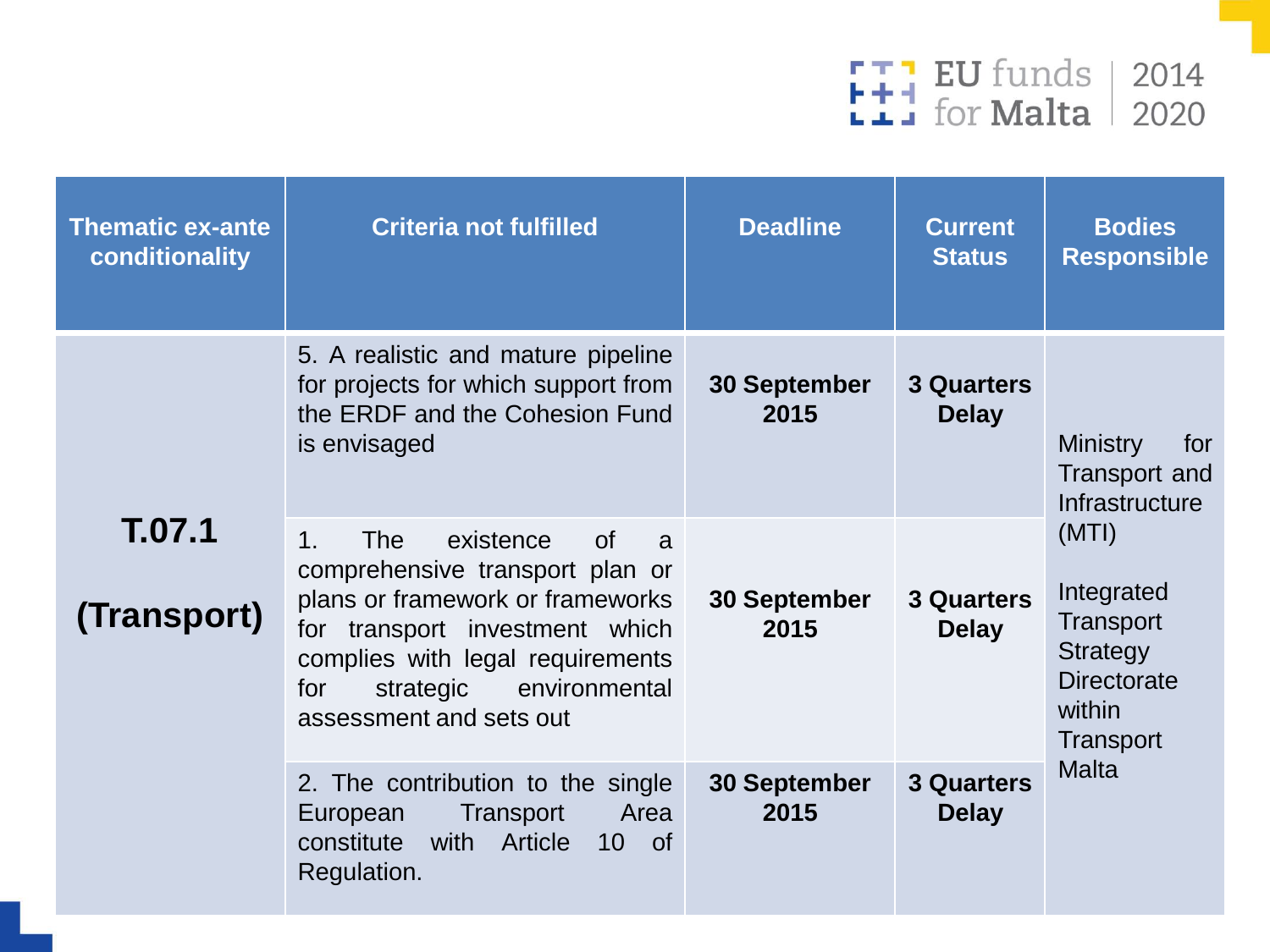| Thematic ex-ante conditionality | Criteria not fulfilled | Deadline | Current Status | Bodies Responsible |
|---|---|---|---|---|
| **T.07.1 (Transport)** | 5. A realistic and mature pipeline for projects for which support from the ERDF and the Cohesion Fund is envisaged | **30 September 2015** | **3 Quarters Delay** | Ministry for Transport and Infrastructure (MTI)<br><br>Integrated Transport Strategy Directorate within Transport Malta |
| | 1. The existence of a comprehensive transport plan or plans or framework or frameworks for transport investment which complies with legal requirements for strategic environmental assessment and sets out | **30 September 2015** | **3 Quarters Delay** | |
| | 2. The contribution to the single European Transport Area constitute with Article 10 of Regulation. | **30 September 2015** | **3 Quarters Delay** | |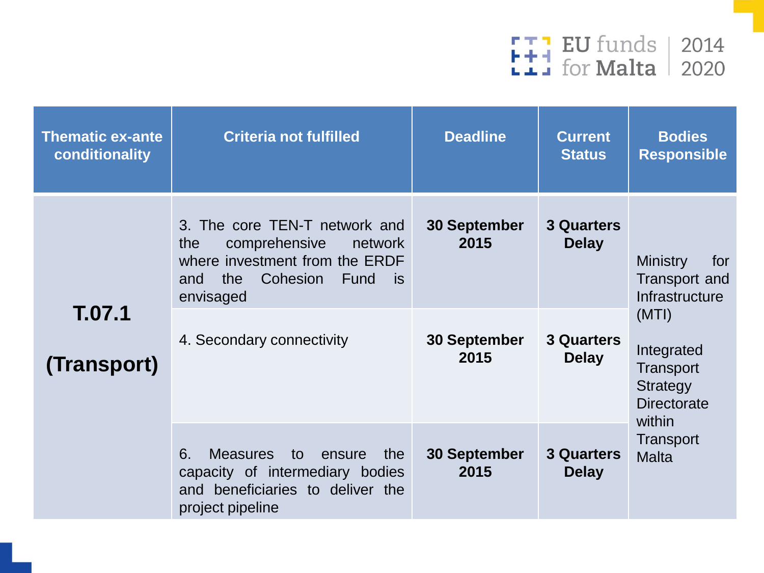| Thematic ex-ante conditionality | Criteria not fulfilled | Deadline | Current Status | Bodies Responsible |
|---|---|---|---|---|
| **T.07.1 (Transport)** | 3. The core TEN-T network and the comprehensive network where investment from the ERDF and the Cohesion Fund is envisaged | **30 September 2015** | **3 Quarters Delay** | Ministry for Transport and Infrastructure (MTI)<br><br>Integrated Transport Strategy Directorate within Transport Malta |
| | 4. Secondary connectivity | **30 September 2015** | **3 Quarters Delay** | |
| | 6. Measures to ensure the capacity of intermediary bodies and beneficiaries to deliver the project pipeline | **30 September 2015** | **3 Quarters Delay** | |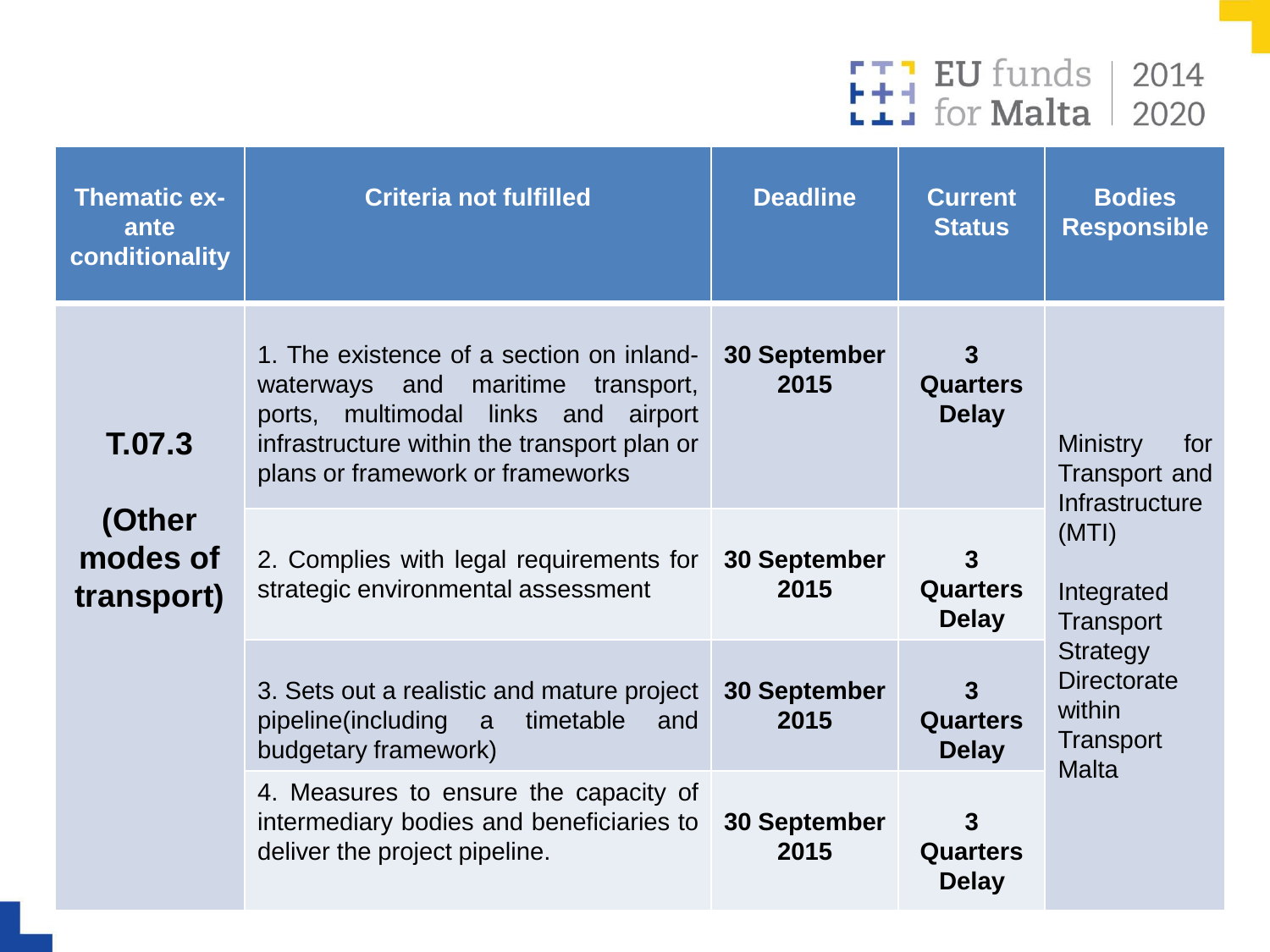| Thematic ex-ante conditionality | Criteria not fulfilled | Deadline | Current Status | Bodies Responsible |
|---|---|---|---|---|
| **T.07.3** **(Other modes of transport)** | 1. The existence of a section on inland-waterways and maritime transport, ports, multimodal links and airport infrastructure within the transport plan or plans or framework or frameworks | **30 September 2015** | **3 Quarters Delay** | Ministry for Transport and Infrastructure (MTI) Integrated Transport Strategy Directorate within Transport Malta |
| | 2. Complies with legal requirements for strategic environmental assessment | **30 September 2015** | **3 Quarters Delay** | |
| | 3. Sets out a realistic and mature project pipeline(including a timetable and budgetary framework) | **30 September 2015** | **3 Quarters Delay** | |
| | 4. Measures to ensure the capacity of intermediary bodies and beneficiaries to deliver the project pipeline. | **30 September 2015** | **3 Quarters Delay** | |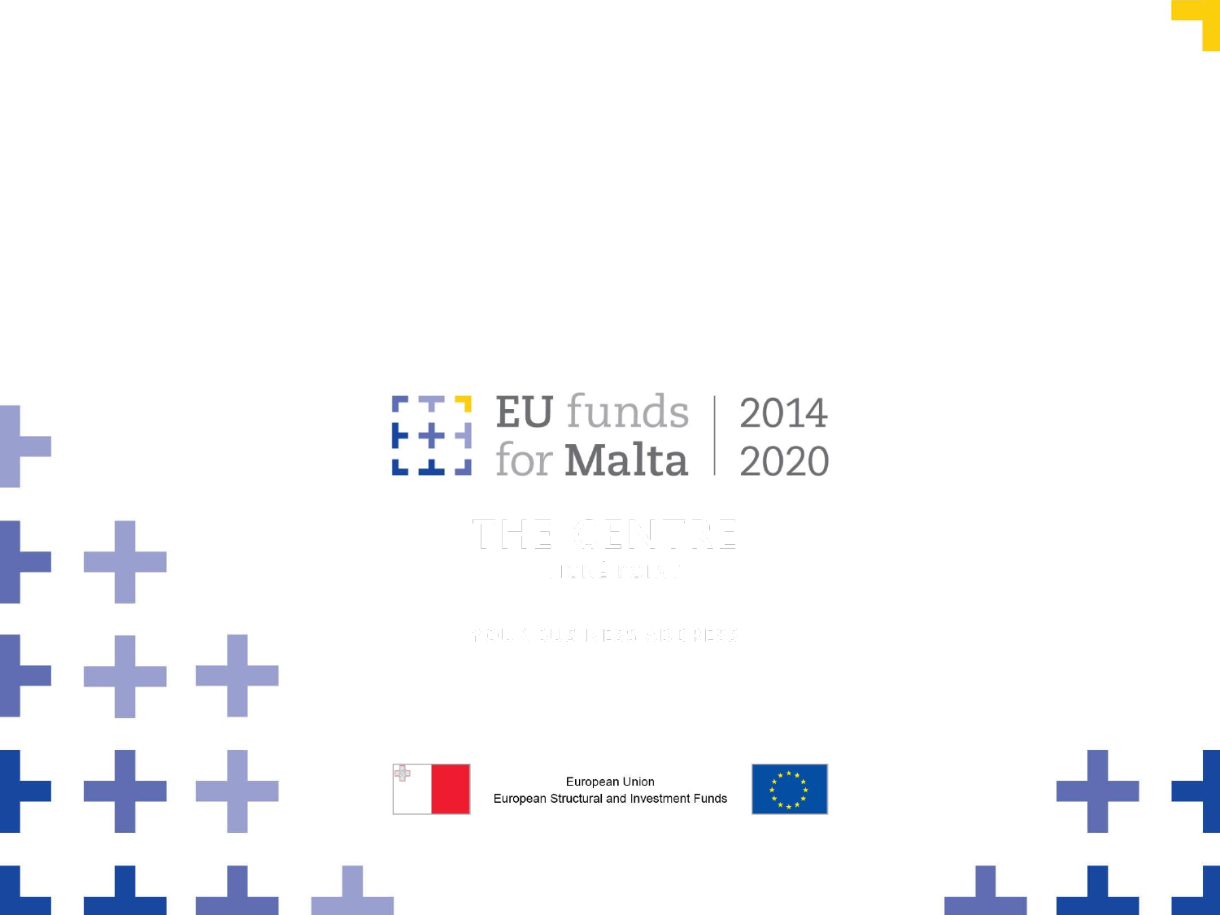EU funds for Malta | 2014 2020

THE CENTRE

HERE PLACE

YOUR BUSINESS ADDRESS

European Union
European Structural and Investment Funds